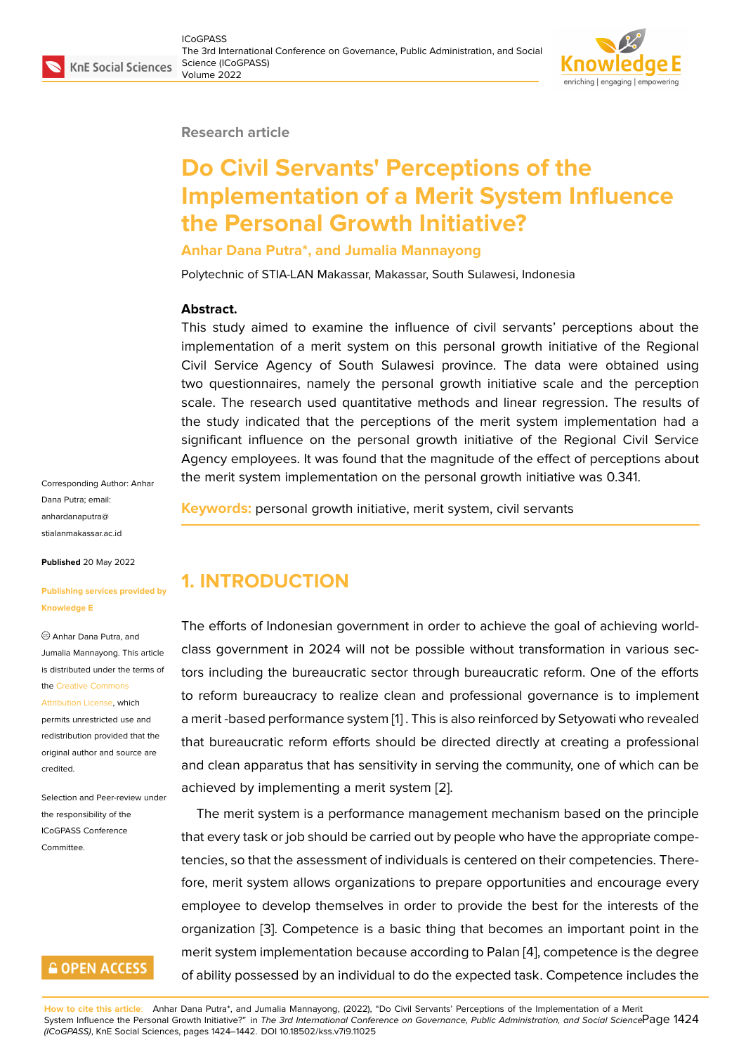Research article

# Do Civil Servants' Perceptions of the Implementation of a Merit System Influence the Personal Growth Initiative?

**Anhar Dana Putra*, and Jumalia Mannayong**

Polytechnic of STIA-LAN Makassar, Makassar, South Sulawesi, Indonesia

**Abstract.**
This study aimed to examine the influence of civil servants' perceptions about the implementation of a merit system on this personal growth initiative of the Regional Civil Service Agency of South Sulawesi province. The data were obtained using two questionnaires, namely the personal growth initiative scale and the perception scale. The research used quantitative methods and linear regression. The results of the study indicated that the perceptions of the merit system implementation had a significant influence on the personal growth initiative of the Regional Civil Service Agency employees. It was found that the magnitude of the effect of perceptions about the merit system implementation on the personal growth initiative was 0.341.

**Keywords:** personal growth initiative, merit system, civil servants

Corresponding Author: Anhar Dana Putra; email: anhardanaputra@stialanmakassar.ac.id

**Published** 20 May 2022

**Publishing services provided by Knowledge E**

© Anhar Dana Putra, and Jumalia Mannayong. This article is distributed under the terms of the Creative Commons Attribution License, which permits unrestricted use and redistribution provided that the original author and source are credited.

Selection and Peer-review under the responsibility of the ICoGPASS Conference Committee.

## 1. INTRODUCTION

The efforts of Indonesian government in order to achieve the goal of achieving world-class government in 2024 will not be possible without transformation in various sectors including the bureaucratic sector through bureaucratic reform. One of the efforts to reform bureaucracy to realize clean and professional governance is to implement a merit -based performance system [1] . This is also reinforced by Setyowati who revealed that bureaucratic reform efforts should be directed directly at creating a professional and clean apparatus that has sensitivity in serving the community, one of which can be achieved by implementing a merit system [2].

The merit system is a performance management mechanism based on the principle that every task or job should be carried out by people who have the appropriate competencies, so that the assessment of individuals is centered on their competencies. Therefore, merit system allows organizations to prepare opportunities and encourage every employee to develop themselves in order to provide the best for the interests of the organization [3]. Competence is a basic thing that becomes an important point in the merit system implementation because according to Palan [4], competence is the degree of ability possessed by an individual to do the expected task. Competence includes the

**How to cite this article**: Anhar Dana Putra*, and Jumalia Mannayong, (2022), "Do Civil Servants' Perceptions of the Implementation of a Merit System Influence the Personal Growth Initiative?" in *The 3rd International Conference on Governance, Public Administration, and Social Science (ICoGPASS)*, KnE Social Sciences, pages 1424–1442. DOI 10.18502/kss.v7i9.11025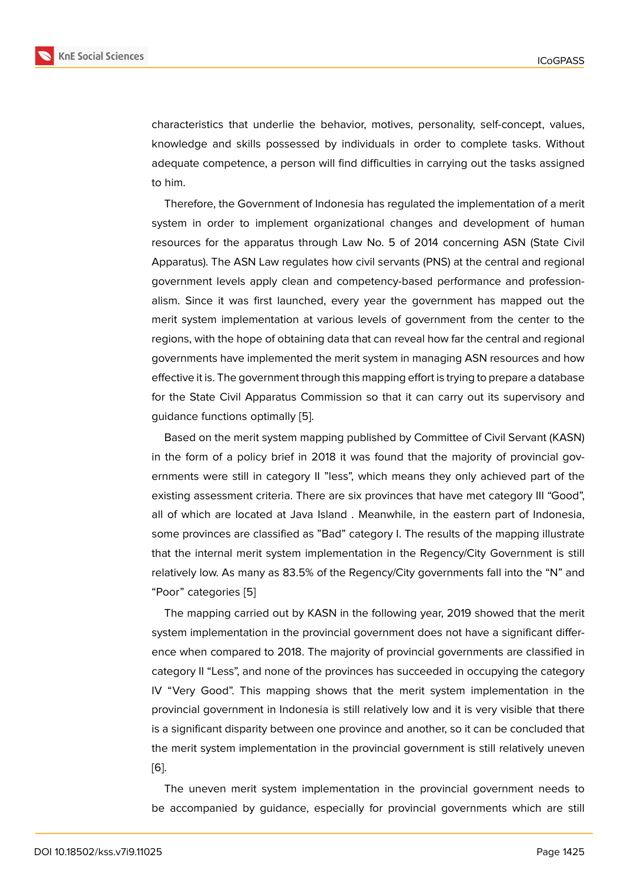characteristics that underlie the behavior, motives, personality, self-concept, values, knowledge and skills possessed by individuals in order to complete tasks. Without adequate competence, a person will find difficulties in carrying out the tasks assigned to him.

Therefore, the Government of Indonesia has regulated the implementation of a merit system in order to implement organizational changes and development of human resources for the apparatus through Law No. 5 of 2014 concerning ASN (State Civil Apparatus). The ASN Law regulates how civil servants (PNS) at the central and regional government levels apply clean and competency-based performance and professionalism. Since it was first launched, every year the government has mapped out the merit system implementation at various levels of government from the center to the regions, with the hope of obtaining data that can reveal how far the central and regional governments have implemented the merit system in managing ASN resources and how effective it is. The government through this mapping effort is trying to prepare a database for the State Civil Apparatus Commission so that it can carry out its supervisory and guidance functions optimally [5].

Based on the merit system mapping published by Committee of Civil Servant (KASN) in the form of a policy brief in 2018 it was found that the majority of provincial governments were still in category II "less", which means they only achieved part of the existing assessment criteria. There are six provinces that have met category III "Good", all of which are located at Java Island . Meanwhile, in the eastern part of Indonesia, some provinces are classified as "Bad" category I. The results of the mapping illustrate that the internal merit system implementation in the Regency/City Government is still relatively low. As many as 83.5% of the Regency/City governments fall into the "N" and "Poor" categories [5]

The mapping carried out by KASN in the following year, 2019 showed that the merit system implementation in the provincial government does not have a significant difference when compared to 2018. The majority of provincial governments are classified in category II "Less", and none of the provinces has succeeded in occupying the category IV "Very Good". This mapping shows that the merit system implementation in the provincial government in Indonesia is still relatively low and it is very visible that there is a significant disparity between one province and another, so it can be concluded that the merit system implementation in the provincial government is still relatively uneven [6].

The uneven merit system implementation in the provincial government needs to be accompanied by guidance, especially for provincial governments which are still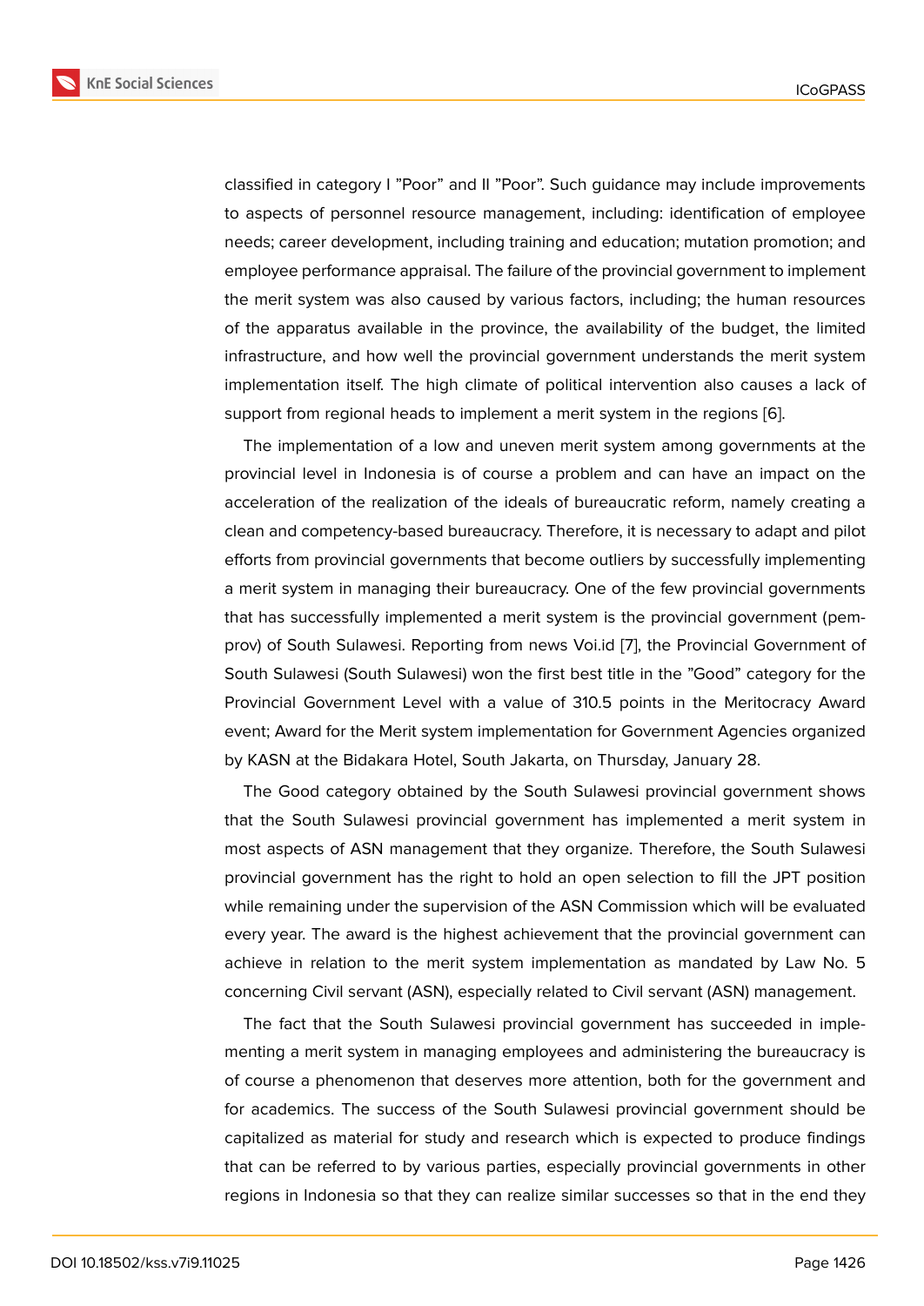classified in category I "Poor" and II "Poor". Such guidance may include improvements to aspects of personnel resource management, including: identification of employee needs; career development, including training and education; mutation promotion; and employee performance appraisal. The failure of the provincial government to implement the merit system was also caused by various factors, including; the human resources of the apparatus available in the province, the availability of the budget, the limited infrastructure, and how well the provincial government understands the merit system implementation itself. The high climate of political intervention also causes a lack of support from regional heads to implement a merit system in the regions [6].

The implementation of a low and uneven merit system among governments at the provincial level in Indonesia is of course a problem and can have an impact on the acceleration of the realization of the ideals of bureaucratic reform, namely creating a clean and competency-based bureaucracy. Therefore, it is necessary to adapt and pilot efforts from provincial governments that become outliers by successfully implementing a merit system in managing their bureaucracy. One of the few provincial governments that has successfully implemented a merit system is the provincial government (pemprov) of South Sulawesi. Reporting from news Voi.id [7], the Provincial Government of South Sulawesi (South Sulawesi) won the first best title in the "Good" category for the Provincial Government Level with a value of 310.5 points in the Meritocracy Award event; Award for the Merit system implementation for Government Agencies organized by KASN at the Bidakara Hotel, South Jakarta, on Thursday, January 28.

The Good category obtained by the South Sulawesi provincial government shows that the South Sulawesi provincial government has implemented a merit system in most aspects of ASN management that they organize. Therefore, the South Sulawesi provincial government has the right to hold an open selection to fill the JPT position while remaining under the supervision of the ASN Commission which will be evaluated every year. The award is the highest achievement that the provincial government can achieve in relation to the merit system implementation as mandated by Law No. 5 concerning Civil servant (ASN), especially related to Civil servant (ASN) management.

The fact that the South Sulawesi provincial government has succeeded in implementing a merit system in managing employees and administering the bureaucracy is of course a phenomenon that deserves more attention, both for the government and for academics. The success of the South Sulawesi provincial government should be capitalized as material for study and research which is expected to produce findings that can be referred to by various parties, especially provincial governments in other regions in Indonesia so that they can realize similar successes so that in the end they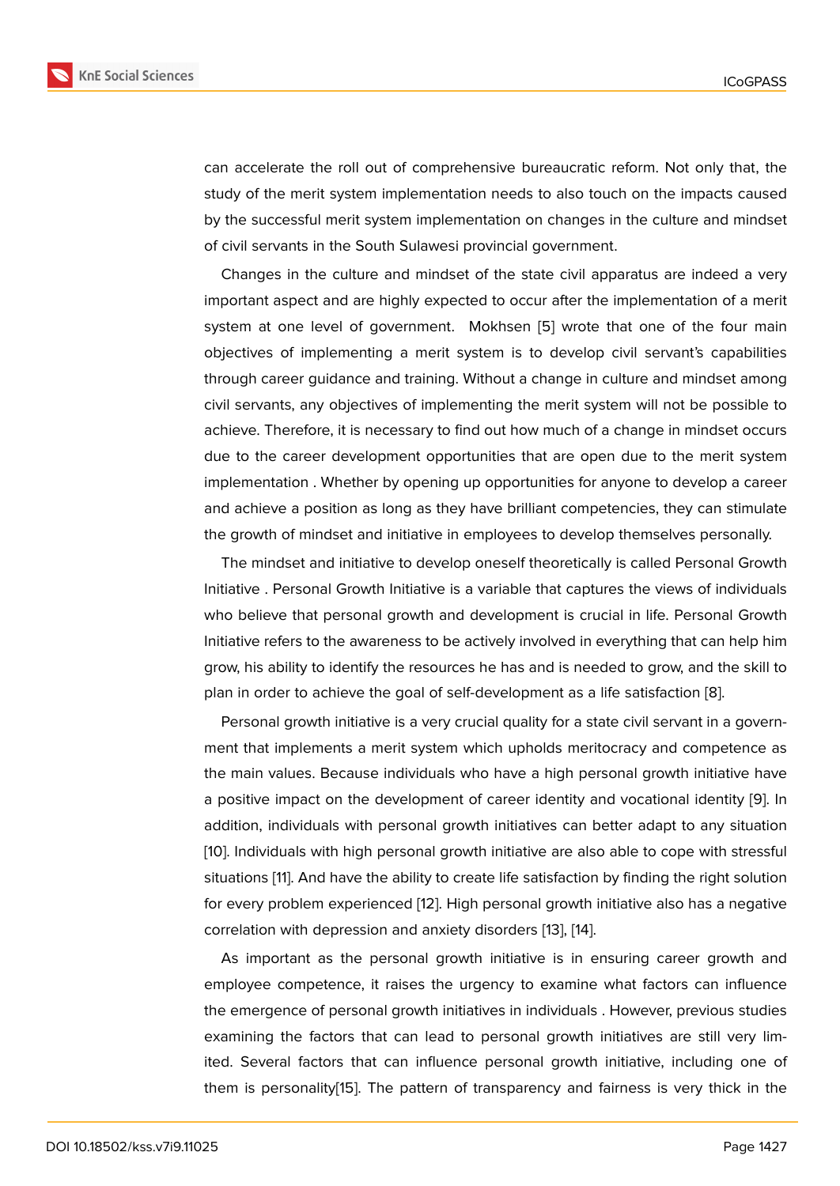can accelerate the roll out of comprehensive bureaucratic reform. Not only that, the study of the merit system implementation needs to also touch on the impacts caused by the successful merit system implementation on changes in the culture and mindset of civil servants in the South Sulawesi provincial government.

Changes in the culture and mindset of the state civil apparatus are indeed a very important aspect and are highly expected to occur after the implementation of a merit system at one level of government. Mokhsen [5] wrote that one of the four main objectives of implementing a merit system is to develop civil servant's capabilities through career guidance and training. Without a change in culture and mindset among civil servants, any objectives of implementing the merit system will not be possible to achieve. Therefore, it is necessary to find out how much of a change in mindset occurs due to the career development opportunities that are open due to the merit system implementation . Whether by opening up opportunities for anyone to develop a career and achieve a position as long as they have brilliant competencies, they can stimulate the growth of mindset and initiative in employees to develop themselves personally.

The mindset and initiative to develop oneself theoretically is called Personal Growth Initiative . Personal Growth Initiative is a variable that captures the views of individuals who believe that personal growth and development is crucial in life. Personal Growth Initiative refers to the awareness to be actively involved in everything that can help him grow, his ability to identify the resources he has and is needed to grow, and the skill to plan in order to achieve the goal of self-development as a life satisfaction [8].

Personal growth initiative is a very crucial quality for a state civil servant in a government that implements a merit system which upholds meritocracy and competence as the main values. Because individuals who have a high personal growth initiative have a positive impact on the development of career identity and vocational identity [9]. In addition, individuals with personal growth initiatives can better adapt to any situation [10]. Individuals with high personal growth initiative are also able to cope with stressful situations [11]. And have the ability to create life satisfaction by finding the right solution for every problem experienced [12]. High personal growth initiative also has a negative correlation with depression and anxiety disorders [13], [14].

As important as the personal growth initiative is in ensuring career growth and employee competence, it raises the urgency to examine what factors can influence the emergence of personal growth initiatives in individuals . However, previous studies examining the factors that can lead to personal growth initiatives are still very limited. Several factors that can influence personal growth initiative, including one of them is personality[15]. The pattern of transparency and fairness is very thick in the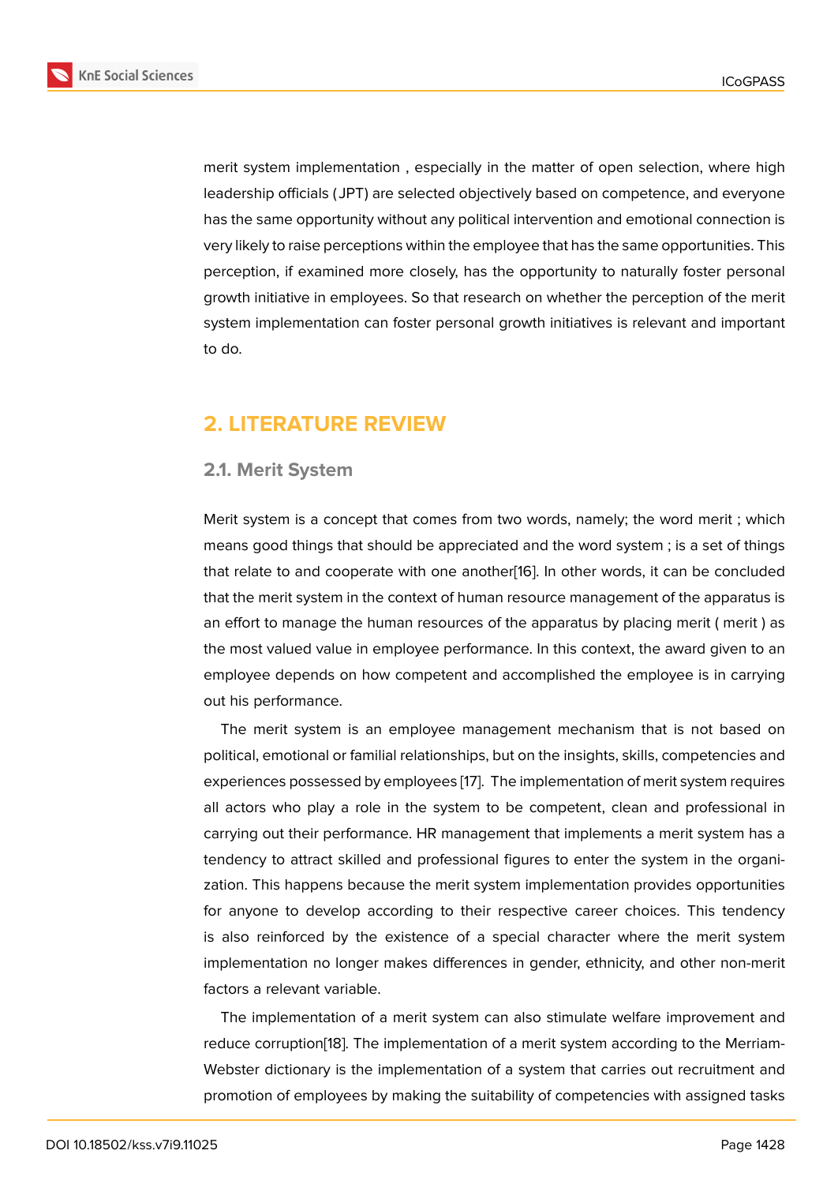merit system implementation , especially in the matter of open selection, where high leadership officials (JPT) are selected objectively based on competence, and everyone has the same opportunity without any political intervention and emotional connection is very likely to raise perceptions within the employee that has the same opportunities. This perception, if examined more closely, has the opportunity to naturally foster personal growth initiative in employees. So that research on whether the perception of the merit system implementation can foster personal growth initiatives is relevant and important to do.

# 2. LITERATURE REVIEW

## 2.1. Merit System

Merit system is a concept that comes from two words, namely; the word merit ; which means good things that should be appreciated and the word system ; is a set of things that relate to and cooperate with one another[16]. In other words, it can be concluded that the merit system in the context of human resource management of the apparatus is an effort to manage the human resources of the apparatus by placing merit ( merit ) as the most valued value in employee performance. In this context, the award given to an employee depends on how competent and accomplished the employee is in carrying out his performance.

The merit system is an employee management mechanism that is not based on political, emotional or familial relationships, but on the insights, skills, competencies and experiences possessed by employees [17]. The implementation of merit system requires all actors who play a role in the system to be competent, clean and professional in carrying out their performance. HR management that implements a merit system has a tendency to attract skilled and professional figures to enter the system in the organization. This happens because the merit system implementation provides opportunities for anyone to develop according to their respective career choices. This tendency is also reinforced by the existence of a special character where the merit system implementation no longer makes differences in gender, ethnicity, and other non-merit factors a relevant variable.

The implementation of a merit system can also stimulate welfare improvement and reduce corruption[18]. The implementation of a merit system according to the Merriam-Webster dictionary is the implementation of a system that carries out recruitment and promotion of employees by making the suitability of competencies with assigned tasks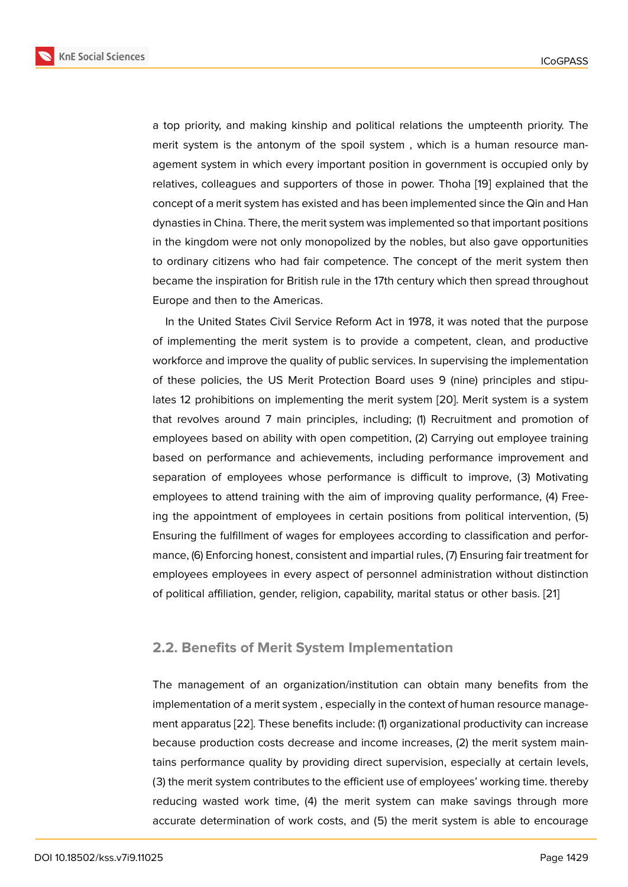a top priority, and making kinship and political relations the umpteenth priority. The merit system is the antonym of the spoil system , which is a human resource management system in which every important position in government is occupied only by relatives, colleagues and supporters of those in power. Thoha [19] explained that the concept of a merit system has existed and has been implemented since the Qin and Han dynasties in China. There, the merit system was implemented so that important positions in the kingdom were not only monopolized by the nobles, but also gave opportunities to ordinary citizens who had fair competence. The concept of the merit system then became the inspiration for British rule in the 17th century which then spread throughout Europe and then to the Americas.

In the United States Civil Service Reform Act in 1978, it was noted that the purpose of implementing the merit system is to provide a competent, clean, and productive workforce and improve the quality of public services. In supervising the implementation of these policies, the US Merit Protection Board uses 9 (nine) principles and stipulates 12 prohibitions on implementing the merit system [20]. Merit system is a system that revolves around 7 main principles, including; (1) Recruitment and promotion of employees based on ability with open competition, (2) Carrying out employee training based on performance and achievements, including performance improvement and separation of employees whose performance is difficult to improve, (3) Motivating employees to attend training with the aim of improving quality performance, (4) Freeing the appointment of employees in certain positions from political intervention, (5) Ensuring the fulfillment of wages for employees according to classification and performance, (6) Enforcing honest, consistent and impartial rules, (7) Ensuring fair treatment for employees employees in every aspect of personnel administration without distinction of political affiliation, gender, religion, capability, marital status or other basis. [21]

## 2.2. Benefits of Merit System Implementation

The management of an organization/institution can obtain many benefits from the implementation of a merit system , especially in the context of human resource management apparatus [22]. These benefits include: (1) organizational productivity can increase because production costs decrease and income increases, (2) the merit system maintains performance quality by providing direct supervision, especially at certain levels, (3) the merit system contributes to the efficient use of employees' working time. thereby reducing wasted work time, (4) the merit system can make savings through more accurate determination of work costs, and (5) the merit system is able to encourage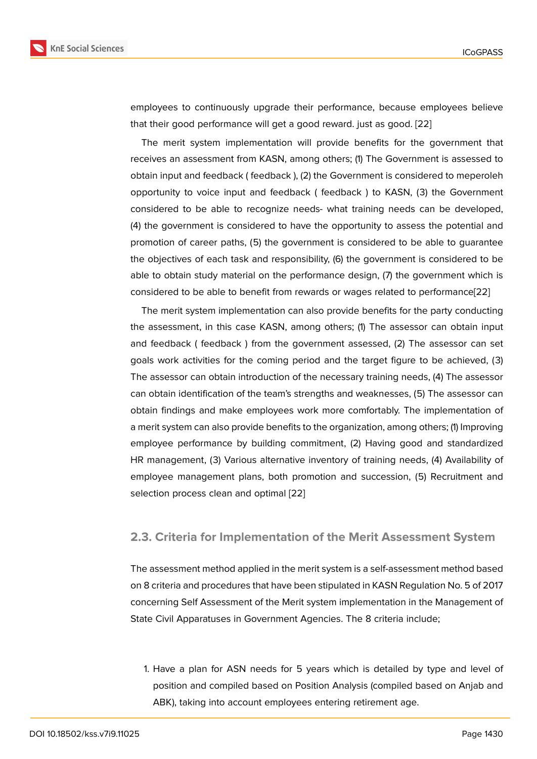employees to continuously upgrade their performance, because employees believe that their good performance will get a good reward. just as good. [22]

The merit system implementation will provide benefits for the government that receives an assessment from KASN, among others; (1) The Government is assessed to obtain input and feedback ( feedback ), (2) the Government is considered to meperoleh opportunity to voice input and feedback ( feedback ) to KASN, (3) the Government considered to be able to recognize needs- what training needs can be developed, (4) the government is considered to have the opportunity to assess the potential and promotion of career paths, (5) the government is considered to be able to guarantee the objectives of each task and responsibility, (6) the government is considered to be able to obtain study material on the performance design, (7) the government which is considered to be able to benefit from rewards or wages related to performance[22]

The merit system implementation can also provide benefits for the party conducting the assessment, in this case KASN, among others; (1) The assessor can obtain input and feedback ( feedback ) from the government assessed, (2) The assessor can set goals work activities for the coming period and the target figure to be achieved, (3) The assessor can obtain introduction of the necessary training needs, (4) The assessor can obtain identification of the team's strengths and weaknesses, (5) The assessor can obtain findings and make employees work more comfortably. The implementation of a merit system can also provide benefits to the organization, among others; (1) Improving employee performance by building commitment, (2) Having good and standardized HR management, (3) Various alternative inventory of training needs, (4) Availability of employee management plans, both promotion and succession, (5) Recruitment and selection process clean and optimal [22]

### 2.3. Criteria for Implementation of the Merit Assessment System

The assessment method applied in the merit system is a self-assessment method based on 8 criteria and procedures that have been stipulated in KASN Regulation No. 5 of 2017 concerning Self Assessment of the Merit system implementation in the Management of State Civil Apparatuses in Government Agencies. The 8 criteria include;

1. Have a plan for ASN needs for 5 years which is detailed by type and level of position and compiled based on Position Analysis (compiled based on Anjab and ABK), taking into account employees entering retirement age.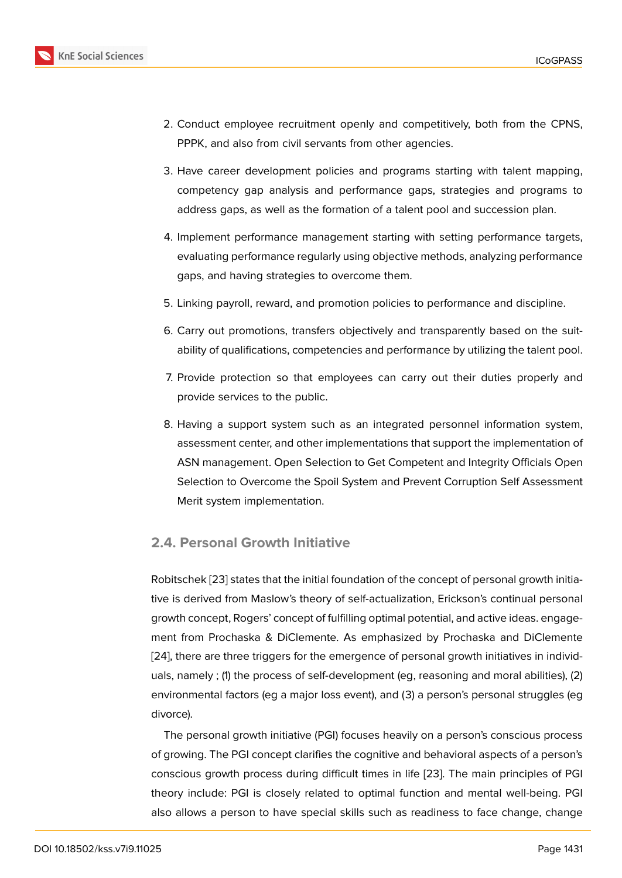2. Conduct employee recruitment openly and competitively, both from the CPNS, PPPK, and also from civil servants from other agencies.
3. Have career development policies and programs starting with talent mapping, competency gap analysis and performance gaps, strategies and programs to address gaps, as well as the formation of a talent pool and succession plan.
4. Implement performance management starting with setting performance targets, evaluating performance regularly using objective methods, analyzing performance gaps, and having strategies to overcome them.
5. Linking payroll, reward, and promotion policies to performance and discipline.
6. Carry out promotions, transfers objectively and transparently based on the suitability of qualifications, competencies and performance by utilizing the talent pool.
7. Provide protection so that employees can carry out their duties properly and provide services to the public.
8. Having a support system such as an integrated personnel information system, assessment center, and other implementations that support the implementation of ASN management. Open Selection to Get Competent and Integrity Officials Open Selection to Overcome the Spoil System and Prevent Corruption Self Assessment Merit system implementation.

### 2.4. Personal Growth Initiative

Robitschek [23] states that the initial foundation of the concept of personal growth initiative is derived from Maslow's theory of self-actualization, Erickson's continual personal growth concept, Rogers' concept of fulfilling optimal potential, and active ideas. engagement from Prochaska & DiClemente. As emphasized by Prochaska and DiClemente [24], there are three triggers for the emergence of personal growth initiatives in individuals, namely ; (1) the process of self-development (eg, reasoning and moral abilities), (2) environmental factors (eg a major loss event), and (3) a person's personal struggles (eg divorce).

The personal growth initiative (PGI) focuses heavily on a person's conscious process of growing. The PGI concept clarifies the cognitive and behavioral aspects of a person's conscious growth process during difficult times in life [23]. The main principles of PGI theory include: PGI is closely related to optimal function and mental well-being. PGI also allows a person to have special skills such as readiness to face change, change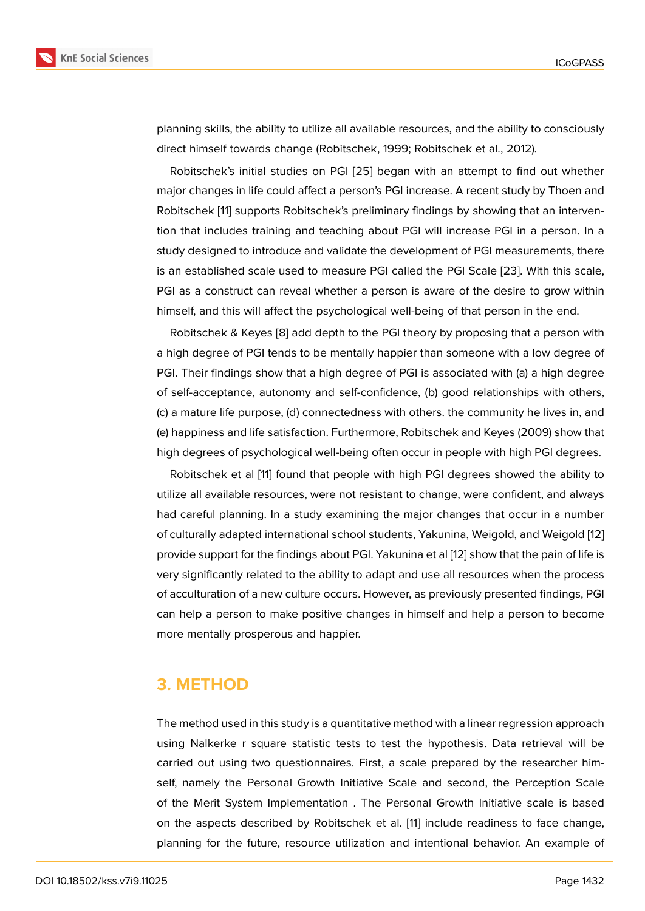planning skills, the ability to utilize all available resources, and the ability to consciously direct himself towards change (Robitschek, 1999; Robitschek et al., 2012).

Robitschek's initial studies on PGI [25] began with an attempt to find out whether major changes in life could affect a person's PGI increase. A recent study by Thoen and Robitschek [11] supports Robitschek's preliminary findings by showing that an intervention that includes training and teaching about PGI will increase PGI in a person. In a study designed to introduce and validate the development of PGI measurements, there is an established scale used to measure PGI called the PGI Scale [23]. With this scale, PGI as a construct can reveal whether a person is aware of the desire to grow within himself, and this will affect the psychological well-being of that person in the end.

Robitschek & Keyes [8] add depth to the PGI theory by proposing that a person with a high degree of PGI tends to be mentally happier than someone with a low degree of PGI. Their findings show that a high degree of PGI is associated with (a) a high degree of self-acceptance, autonomy and self-confidence, (b) good relationships with others, (c) a mature life purpose, (d) connectedness with others. the community he lives in, and (e) happiness and life satisfaction. Furthermore, Robitschek and Keyes (2009) show that high degrees of psychological well-being often occur in people with high PGI degrees.

Robitschek et al [11] found that people with high PGI degrees showed the ability to utilize all available resources, were not resistant to change, were confident, and always had careful planning. In a study examining the major changes that occur in a number of culturally adapted international school students, Yakunina, Weigold, and Weigold [12] provide support for the findings about PGI. Yakunina et al [12] show that the pain of life is very significantly related to the ability to adapt and use all resources when the process of acculturation of a new culture occurs. However, as previously presented findings, PGI can help a person to make positive changes in himself and help a person to become more mentally prosperous and happier.

## 3. METHOD

The method used in this study is a quantitative method with a linear regression approach using Nalkerke r square statistic tests to test the hypothesis. Data retrieval will be carried out using two questionnaires. First, a scale prepared by the researcher himself, namely the Personal Growth Initiative Scale and second, the Perception Scale of the Merit System Implementation . The Personal Growth Initiative scale is based on the aspects described by Robitschek et al. [11] include readiness to face change, planning for the future, resource utilization and intentional behavior. An example of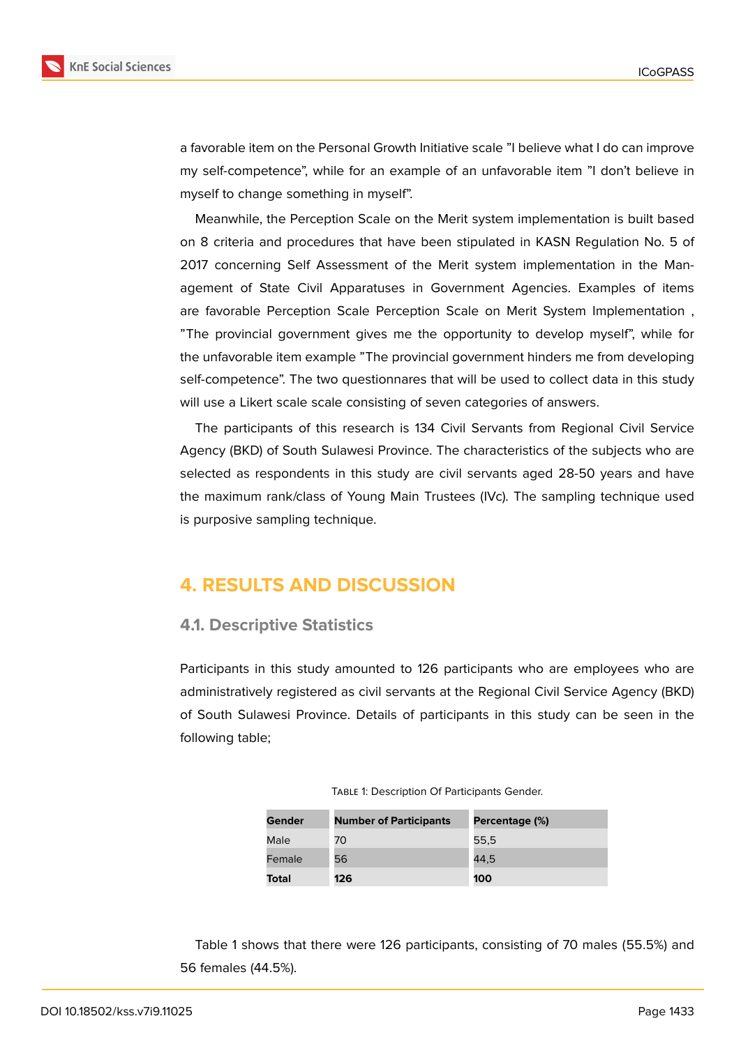a favorable item on the Personal Growth Initiative scale "I believe what I do can improve my self-competence", while for an example of an unfavorable item "I don't believe in myself to change something in myself".

Meanwhile, the Perception Scale on the Merit system implementation is built based on 8 criteria and procedures that have been stipulated in KASN Regulation No. 5 of 2017 concerning Self Assessment of the Merit system implementation in the Management of State Civil Apparatuses in Government Agencies. Examples of items are favorable Perception Scale Perception Scale on Merit System Implementation , "The provincial government gives me the opportunity to develop myself", while for the unfavorable item example "The provincial government hinders me from developing self-competence". The two questionnaires that will be used to collect data in this study will use a Likert scale scale consisting of seven categories of answers.

The participants of this research is 134 Civil Servants from Regional Civil Service Agency (BKD) of South Sulawesi Province. The characteristics of the subjects who are selected as respondents in this study are civil servants aged 28-50 years and have the maximum rank/class of Young Main Trustees (IVc). The sampling technique used is purposive sampling technique.

## 4. RESULTS AND DISCUSSION

### 4.1. Descriptive Statistics

Participants in this study amounted to 126 participants who are employees who are administratively registered as civil servants at the Regional Civil Service Agency (BKD) of South Sulawesi Province. Details of participants in this study can be seen in the following table;

Table 1: Description Of Participants Gender.

| Gender | Number of Participants | Percentage (%) |
|---|---|---|
| Male | 70 | 55,5 |
| Female | 56 | 44,5 |
| **Total** | **126** | **100** |

Table 1 shows that there were 126 participants, consisting of 70 males (55.5%) and 56 females (44.5%).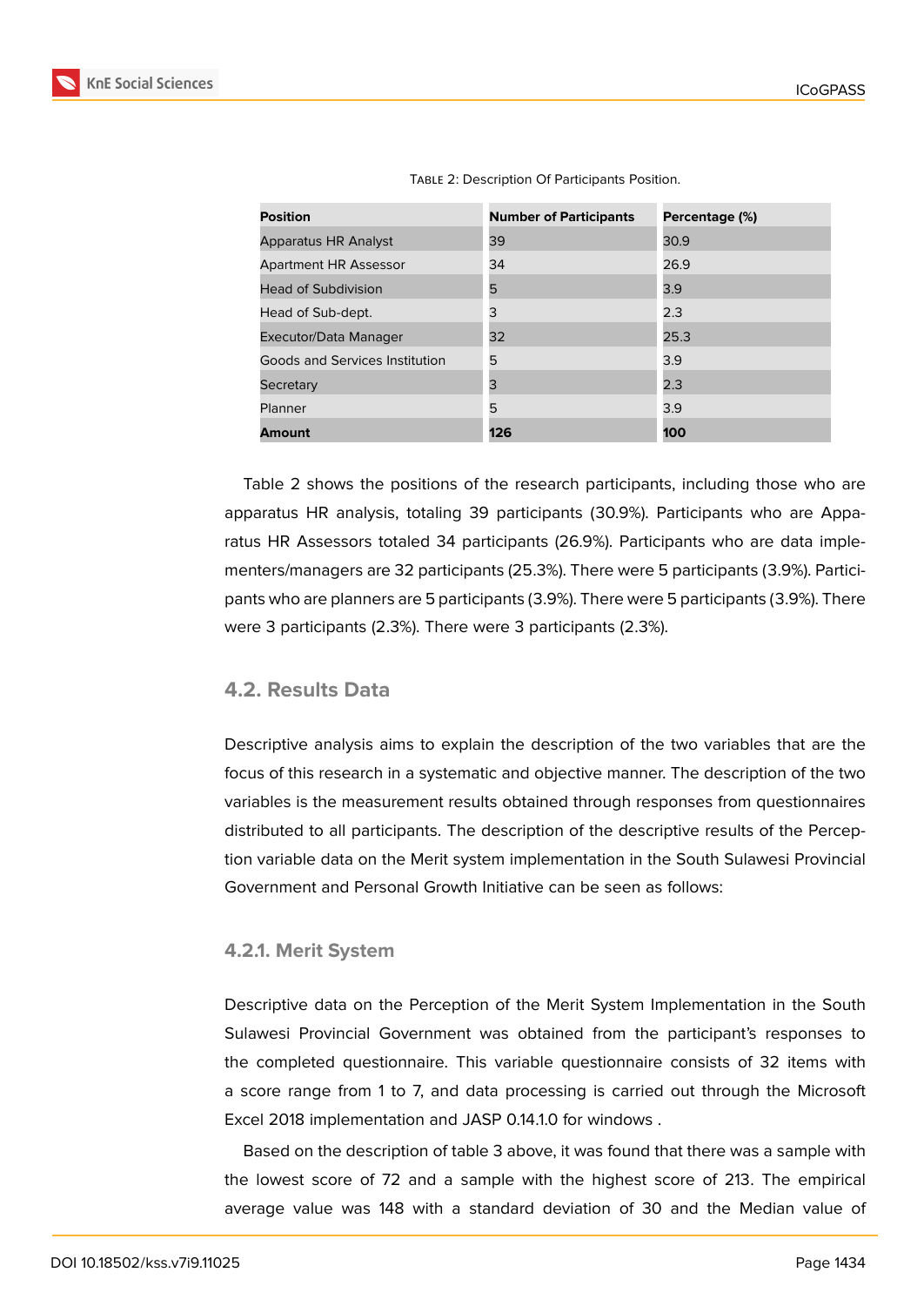Table 2: Description Of Participants Position.

| Position | Number of Participants | Percentage (%) |
|---|---|---|
| Apparatus HR Analyst | 39 | 30.9 |
| Apartment HR Assessor | 34 | 26.9 |
| Head of Subdivision | 5 | 3.9 |
| Head of Sub-dept. | 3 | 2.3 |
| Executor/Data Manager | 32 | 25.3 |
| Goods and Services Institution | 5 | 3.9 |
| Secretary | 3 | 2.3 |
| Planner | 5 | 3.9 |
| **Amount** | **126** | **100** |

Table 2 shows the positions of the research participants, including those who are apparatus HR analysis, totaling 39 participants (30.9%). Participants who are Apparatus HR Assessors totaled 34 participants (26.9%). Participants who are data implementers/managers are 32 participants (25.3%). There were 5 participants (3.9%). Participants who are planners are 5 participants (3.9%). There were 5 participants (3.9%). There were 3 participants (2.3%). There were 3 participants (2.3%).

## 4.2. Results Data

Descriptive analysis aims to explain the description of the two variables that are the focus of this research in a systematic and objective manner. The description of the two variables is the measurement results obtained through responses from questionnaires distributed to all participants. The description of the descriptive results of the Perception variable data on the Merit system implementation in the South Sulawesi Provincial Government and Personal Growth Initiative can be seen as follows:

### 4.2.1. Merit System

Descriptive data on the Perception of the Merit System Implementation in the South Sulawesi Provincial Government was obtained from the participant's responses to the completed questionnaire. This variable questionnaire consists of 32 items with a score range from 1 to 7, and data processing is carried out through the Microsoft Excel 2018 implementation and JASP 0.14.1.0 for windows .

Based on the description of table 3 above, it was found that there was a sample with the lowest score of 72 and a sample with the highest score of 213. The empirical average value was 148 with a standard deviation of 30 and the Median value of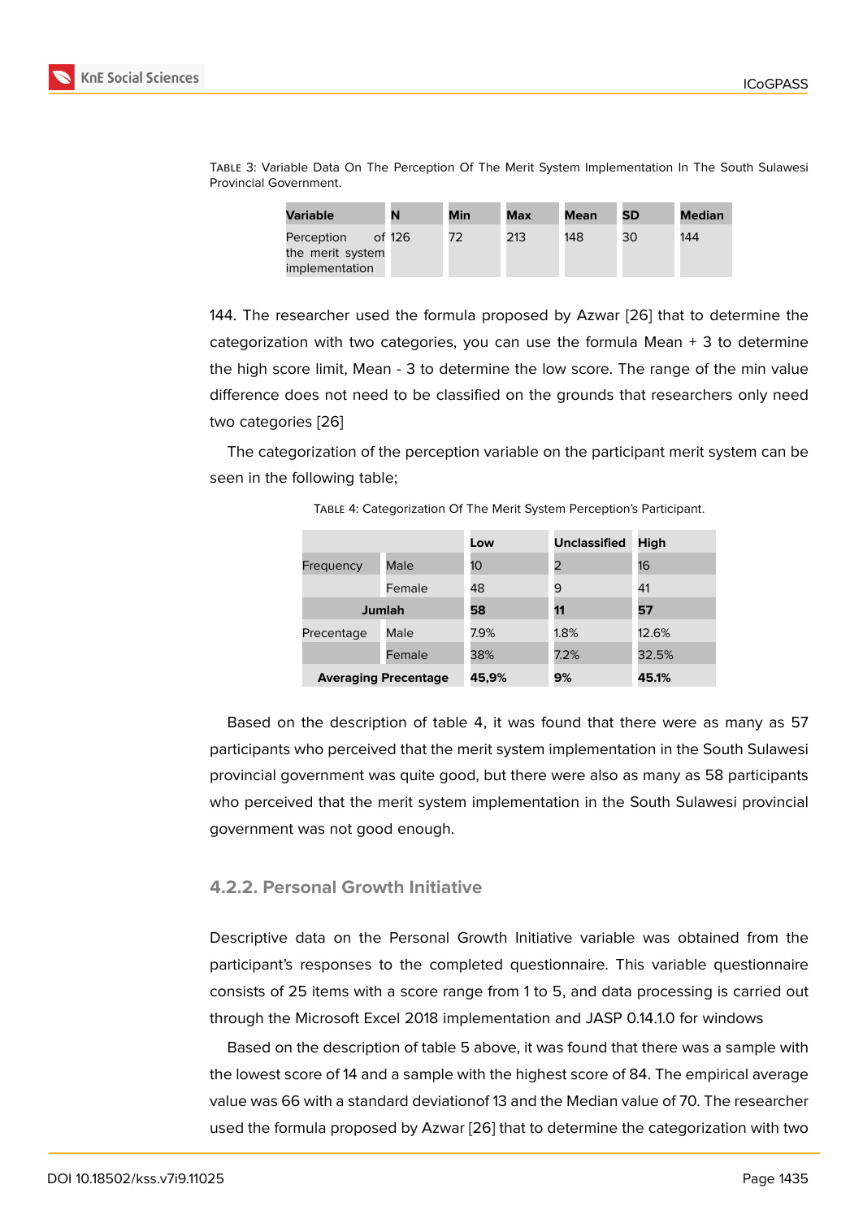Table 3: Variable Data On The Perception Of The Merit System Implementation In The South Sulawesi Provincial Government.

| Variable | N | Min | Max | Mean | SD | Median |
|---|---|---|---|---|---|---|
| Perception of the merit system implementation | 126 | 72 | 213 | 148 | 30 | 144 |

144. The researcher used the formula proposed by Azwar [26] that to determine the categorization with two categories, you can use the formula Mean + 3 to determine the high score limit, Mean - 3 to determine the low score. The range of the min value difference does not need to be classified on the grounds that researchers only need two categories [26]

The categorization of the perception variable on the participant merit system can be seen in the following table;

Table 4: Categorization Of The Merit System Perception's Participant.

| | | Low | Unclassified | High |
|---|---|---|---|---|
| Frequency | Male | 10 | 2 | 16 |
| | Female | 48 | 9 | 41 |
| **Jumlah** | | **58** | **11** | **57** |
| Precentage | Male | 7.9% | 1.8% | 12.6% |
| | Female | 38% | 7.2% | 32.5% |
| **Averaging Precentage** | | **45,9%** | **9%** | **45.1%** |

Based on the description of table 4, it was found that there were as many as 57 participants who perceived that the merit system implementation in the South Sulawesi provincial government was quite good, but there were also as many as 58 participants who perceived that the merit system implementation in the South Sulawesi provincial government was not good enough.

### 4.2.2. Personal Growth Initiative

Descriptive data on the Personal Growth Initiative variable was obtained from the participant's responses to the completed questionnaire. This variable questionnaire consists of 25 items with a score range from 1 to 5, and data processing is carried out through the Microsoft Excel 2018 implementation and JASP 0.14.1.0 for windows

Based on the description of table 5 above, it was found that there was a sample with the lowest score of 14 and a sample with the highest score of 84. The empirical average value was 66 with a standard deviationof 13 and the Median value of 70. The researcher used the formula proposed by Azwar [26] that to determine the categorization with two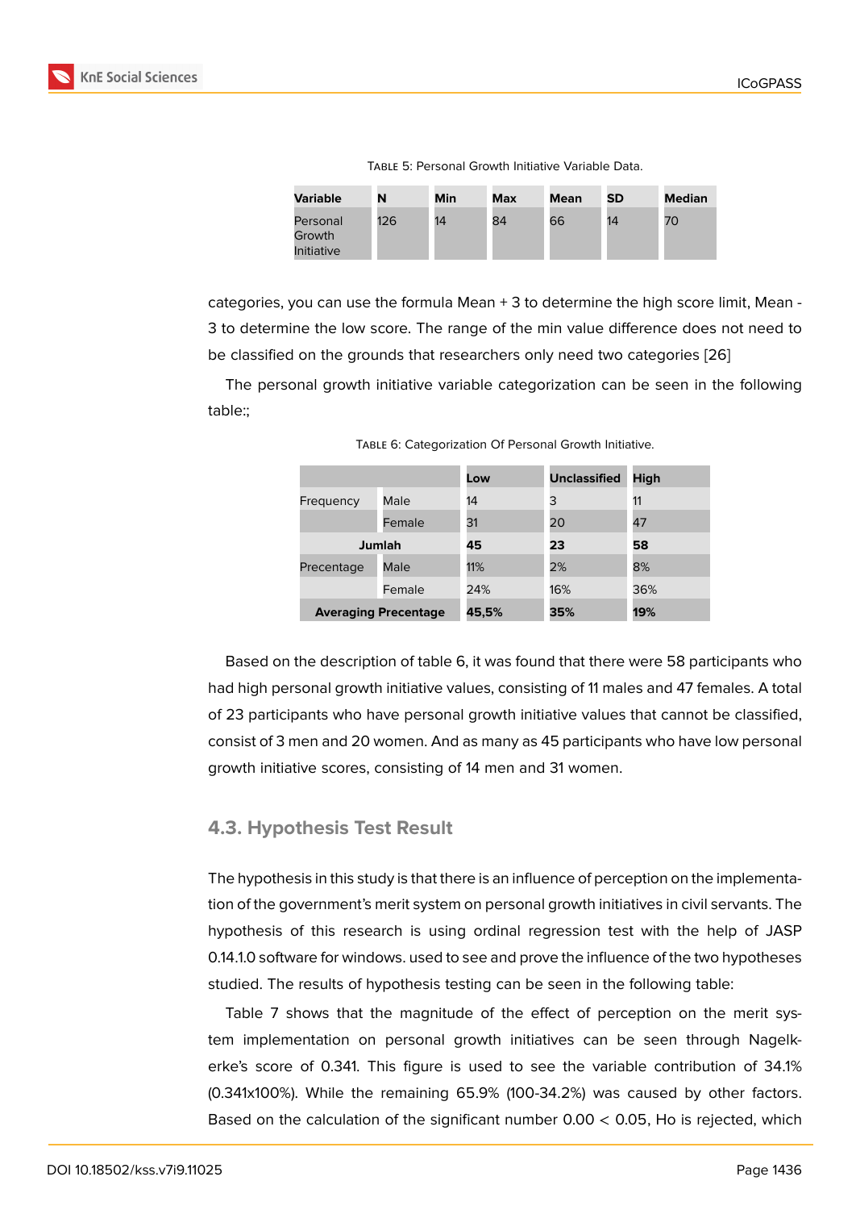Table 5: Personal Growth Initiative Variable Data.

| Variable | N | Min | Max | Mean | SD | Median |
|---|---|---|---|---|---|---|
| Personal Growth Initiative | 126 | 14 | 84 | 66 | 14 | 70 |

categories, you can use the formula Mean + 3 to determine the high score limit, Mean - 3 to determine the low score. The range of the min value difference does not need to be classified on the grounds that researchers only need two categories [26]

The personal growth initiative variable categorization can be seen in the following table:;

Table 6: Categorization Of Personal Growth Initiative.

| | | Low | Unclassified | High |
|---|---|---|---|---|
| Frequency | Male | 14 | 3 | 11 |
| | Female | 31 | 20 | 47 |
| **Jumlah** | | **45** | **23** | **58** |
| Precentage | Male | 11% | 2% | 8% |
| | Female | 24% | 16% | 36% |
| **Averaging Precentage** | | **45,5%** | **35%** | **19%** |

Based on the description of table 6, it was found that there were 58 participants who had high personal growth initiative values, consisting of 11 males and 47 females. A total of 23 participants who have personal growth initiative values that cannot be classified, consist of 3 men and 20 women. And as many as 45 participants who have low personal growth initiative scores, consisting of 14 men and 31 women.

## 4.3. Hypothesis Test Result

The hypothesis in this study is that there is an influence of perception on the implementation of the government's merit system on personal growth initiatives in civil servants. The hypothesis of this research is using ordinal regression test with the help of JASP 0.14.1.0 software for windows. used to see and prove the influence of the two hypotheses studied. The results of hypothesis testing can be seen in the following table:

Table 7 shows that the magnitude of the effect of perception on the merit system implementation on personal growth initiatives can be seen through Nagelkerke's score of 0.341. This figure is used to see the variable contribution of 34.1% (0.341x100%). While the remaining 65.9% (100-34.2%) was caused by other factors. Based on the calculation of the significant number 0.00 < 0.05, Ho is rejected, which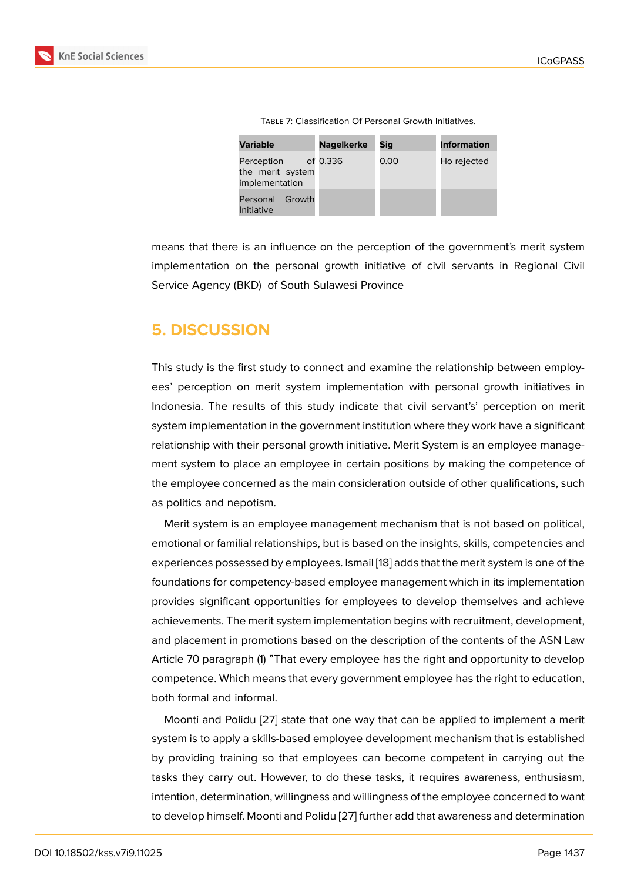Table 7: Classification Of Personal Growth Initiatives.

| Variable | Nagelkerke | Sig | Information |
|---|---|---|---|
| Perception of the merit system implementation | 0.336 | 0.00 | Ho rejected |
| Personal Growth Initiative | | | |

means that there is an influence on the perception of the government's merit system implementation on the personal growth initiative of civil servants in Regional Civil Service Agency (BKD) of South Sulawesi Province

## 5. DISCUSSION

This study is the first study to connect and examine the relationship between employees' perception on merit system implementation with personal growth initiatives in Indonesia. The results of this study indicate that civil servant's' perception on merit system implementation in the government institution where they work have a significant relationship with their personal growth initiative. Merit System is an employee management system to place an employee in certain positions by making the competence of the employee concerned as the main consideration outside of other qualifications, such as politics and nepotism.

Merit system is an employee management mechanism that is not based on political, emotional or familial relationships, but is based on the insights, skills, competencies and experiences possessed by employees. Ismail [18] adds that the merit system is one of the foundations for competency-based employee management which in its implementation provides significant opportunities for employees to develop themselves and achieve achievements. The merit system implementation begins with recruitment, development, and placement in promotions based on the description of the contents of the ASN Law Article 70 paragraph (1) "That every employee has the right and opportunity to develop competence. Which means that every government employee has the right to education, both formal and informal.

Moonti and Polidu [27] state that one way that can be applied to implement a merit system is to apply a skills-based employee development mechanism that is established by providing training so that employees can become competent in carrying out the tasks they carry out. However, to do these tasks, it requires awareness, enthusiasm, intention, determination, willingness and willingness of the employee concerned to want to develop himself. Moonti and Polidu [27] further add that awareness and determination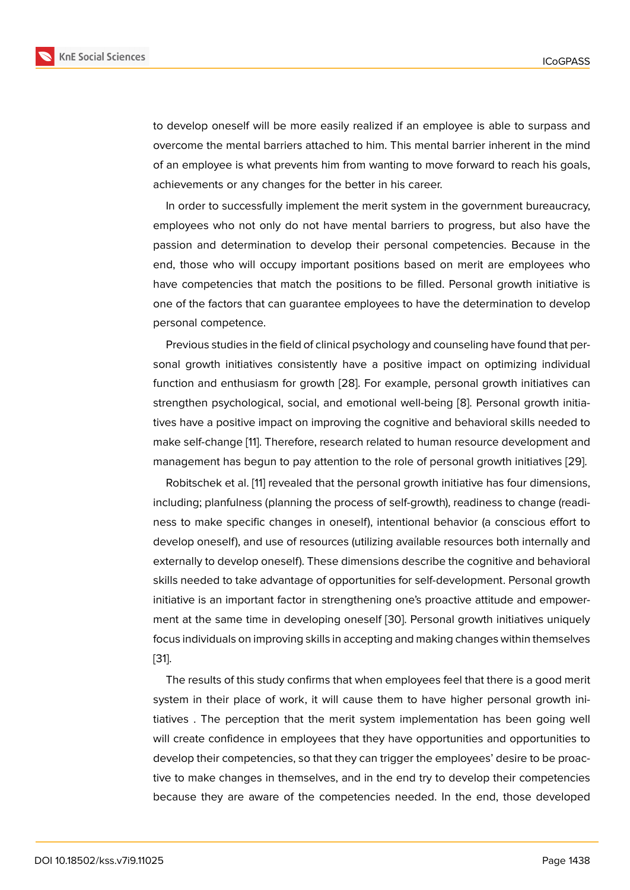to develop oneself will be more easily realized if an employee is able to surpass and overcome the mental barriers attached to him. This mental barrier inherent in the mind of an employee is what prevents him from wanting to move forward to reach his goals, achievements or any changes for the better in his career.

In order to successfully implement the merit system in the government bureaucracy, employees who not only do not have mental barriers to progress, but also have the passion and determination to develop their personal competencies. Because in the end, those who will occupy important positions based on merit are employees who have competencies that match the positions to be filled. Personal growth initiative is one of the factors that can guarantee employees to have the determination to develop personal competence.

Previous studies in the field of clinical psychology and counseling have found that personal growth initiatives consistently have a positive impact on optimizing individual function and enthusiasm for growth [28]. For example, personal growth initiatives can strengthen psychological, social, and emotional well-being [8]. Personal growth initiatives have a positive impact on improving the cognitive and behavioral skills needed to make self-change [11]. Therefore, research related to human resource development and management has begun to pay attention to the role of personal growth initiatives [29].

Robitschek et al. [11] revealed that the personal growth initiative has four dimensions, including; planfulness (planning the process of self-growth), readiness to change (readiness to make specific changes in oneself), intentional behavior (a conscious effort to develop oneself), and use of resources (utilizing available resources both internally and externally to develop oneself). These dimensions describe the cognitive and behavioral skills needed to take advantage of opportunities for self-development. Personal growth initiative is an important factor in strengthening one's proactive attitude and empowerment at the same time in developing oneself [30]. Personal growth initiatives uniquely focus individuals on improving skills in accepting and making changes within themselves [31].

The results of this study confirms that when employees feel that there is a good merit system in their place of work, it will cause them to have higher personal growth initiatives . The perception that the merit system implementation has been going well will create confidence in employees that they have opportunities and opportunities to develop their competencies, so that they can trigger the employees' desire to be proactive to make changes in themselves, and in the end try to develop their competencies because they are aware of the competencies needed. In the end, those developed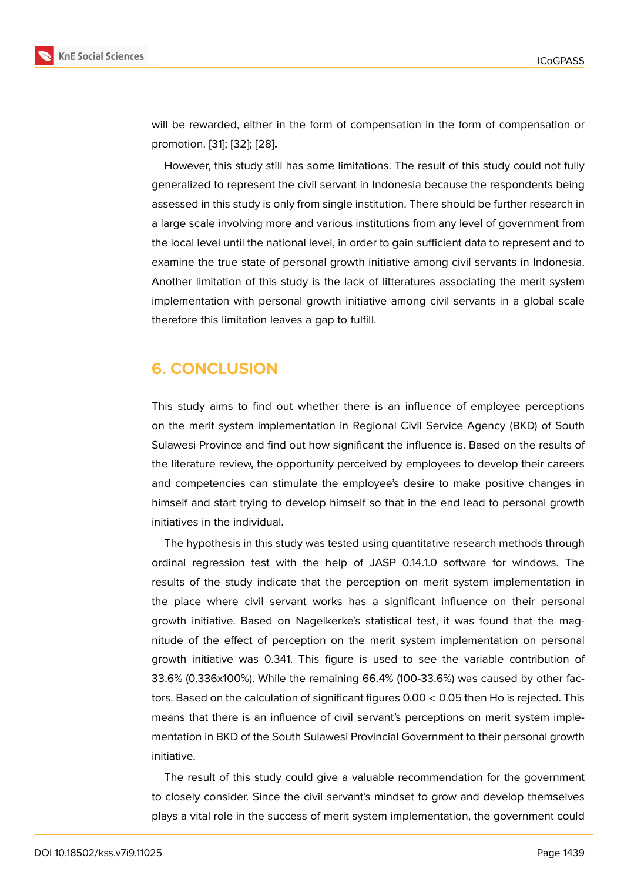will be rewarded, either in the form of compensation in the form of compensation or promotion. [31]; [32]; [28].

However, this study still has some limitations. The result of this study could not fully generalized to represent the civil servant in Indonesia because the respondents being assessed in this study is only from single institution. There should be further research in a large scale involving more and various institutions from any level of government from the local level until the national level, in order to gain sufficient data to represent and to examine the true state of personal growth initiative among civil servants in Indonesia. Another limitation of this study is the lack of litteratures associating the merit system implementation with personal growth initiative among civil servants in a global scale therefore this limitation leaves a gap to fulfill.

## 6. CONCLUSION

This study aims to find out whether there is an influence of employee perceptions on the merit system implementation in Regional Civil Service Agency (BKD) of South Sulawesi Province and find out how significant the influence is. Based on the results of the literature review, the opportunity perceived by employees to develop their careers and competencies can stimulate the employee's desire to make positive changes in himself and start trying to develop himself so that in the end lead to personal growth initiatives in the individual.

The hypothesis in this study was tested using quantitative research methods through ordinal regression test with the help of JASP 0.14.1.0 software for windows. The results of the study indicate that the perception on merit system implementation in the place where civil servant works has a significant influence on their personal growth initiative. Based on Nagelkerke's statistical test, it was found that the magnitude of the effect of perception on the merit system implementation on personal growth initiative was 0.341. This figure is used to see the variable contribution of 33.6% (0.336x100%). While the remaining 66.4% (100-33.6%) was caused by other factors. Based on the calculation of significant figures $0.00 < 0.05$ then Ho is rejected. This means that there is an influence of civil servant's perceptions on merit system implementation in BKD of the South Sulawesi Provincial Government to their personal growth initiative.

The result of this study could give a valuable recommendation for the government to closely consider. Since the civil servant's mindset to grow and develop themselves plays a vital role in the success of merit system implementation, the government could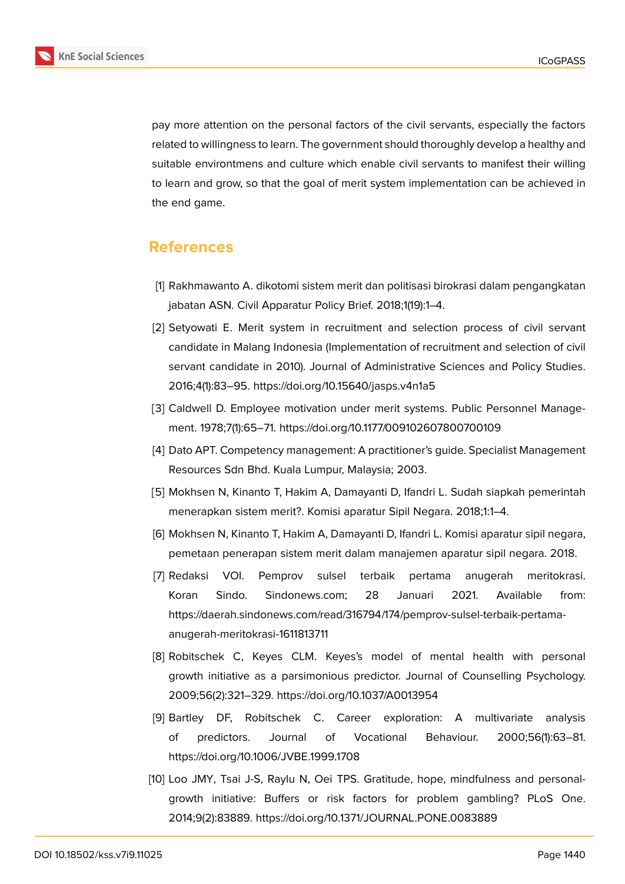pay more attention on the personal factors of the civil servants, especially the factors related to willingness to learn. The government should thoroughly develop a healthy and suitable environtmens and culture which enable civil servants to manifest their willing to learn and grow, so that the goal of merit system implementation can be achieved in the end game.

## References

[1] Rakhmawanto A. dikotomi sistem merit dan politisasi birokrasi dalam pengangkatan jabatan ASN. Civil Apparatur Policy Brief. 2018;1(19):1–4.

[2] Setyowati E. Merit system in recruitment and selection process of civil servant candidate in Malang Indonesia (Implementation of recruitment and selection of civil servant candidate in 2010). Journal of Administrative Sciences and Policy Studies. 2016;4(1):83–95. https://doi.org/10.15640/jasps.v4n1a5

[3] Caldwell D. Employee motivation under merit systems. Public Personnel Management. 1978;7(1):65–71. https://doi.org/10.1177/009102607800700109

[4] Dato APT. Competency management: A practitioner's guide. Specialist Management Resources Sdn Bhd. Kuala Lumpur, Malaysia; 2003.

[5] Mokhsen N, Kinanto T, Hakim A, Damayanti D, Ifandri L. Sudah siapkah pemerintah menerapkan sistem merit?. Komisi aparatur Sipil Negara. 2018;1:1–4.

[6] Mokhsen N, Kinanto T, Hakim A, Damayanti D, Ifandri L. Komisi aparatur sipil negara, pemetaan penerapan sistem merit dalam manajemen aparatur sipil negara. 2018.

[7] Redaksi VOI. Pemprov sulsel terbaik pertama anugerah meritokrasi. Koran Sindo. Sindonews.com; 28 Januari 2021. Available from: https://daerah.sindonews.com/read/316794/174/pemprov-sulsel-terbaik-pertama-anugerah-meritokrasi-1611813711

[8] Robitschek C, Keyes CLM. Keyes's model of mental health with personal growth initiative as a parsimonious predictor. Journal of Counselling Psychology. 2009;56(2):321–329. https://doi.org/10.1037/A0013954

[9] Bartley DF, Robitschek C. Career exploration: A multivariate analysis of predictors. Journal of Vocational Behaviour. 2000;56(1):63–81. https://doi.org/10.1006/JVBE.1999.1708

[10] Loo JMY, Tsai J-S, Raylu N, Oei TPS. Gratitude, hope, mindfulness and personal-growth initiative: Buffers or risk factors for problem gambling? PLoS One. 2014;9(2):83889. https://doi.org/10.1371/JOURNAL.PONE.0083889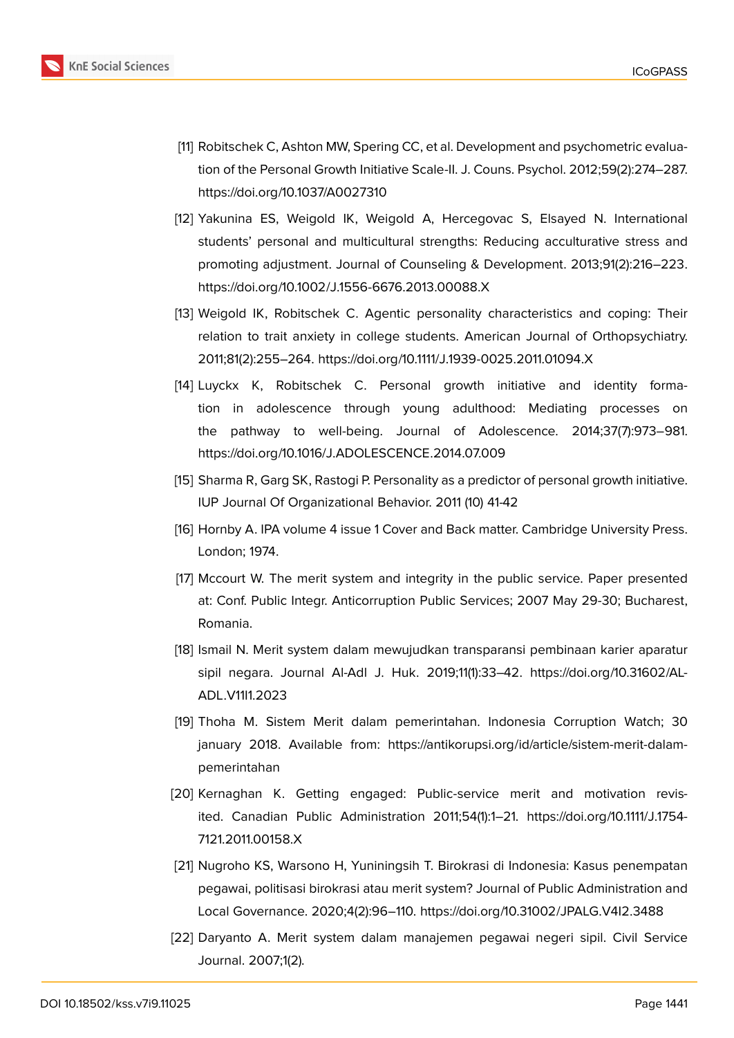[11] Robitschek C, Ashton MW, Spering CC, et al. Development and psychometric evaluation of the Personal Growth Initiative Scale-II. J. Couns. Psychol. 2012;59(2):274–287. https://doi.org/10.1037/A0027310

[12] Yakunina ES, Weigold IK, Weigold A, Hercegovac S, Elsayed N. International students' personal and multicultural strengths: Reducing acculturative stress and promoting adjustment. Journal of Counseling & Development. 2013;91(2):216–223. https://doi.org/10.1002/J.1556-6676.2013.00088.X

[13] Weigold IK, Robitschek C. Agentic personality characteristics and coping: Their relation to trait anxiety in college students. American Journal of Orthopsychiatry. 2011;81(2):255–264. https://doi.org/10.1111/J.1939-0025.2011.01094.X

[14] Luyckx K, Robitschek C. Personal growth initiative and identity formation in adolescence through young adulthood: Mediating processes on the pathway to well-being. Journal of Adolescence. 2014;37(7):973–981. https://doi.org/10.1016/J.ADOLESCENCE.2014.07.009

[15] Sharma R, Garg SK, Rastogi P. Personality as a predictor of personal growth initiative. IUP Journal Of Organizational Behavior. 2011 (10) 41-42

[16] Hornby A. IPA volume 4 issue 1 Cover and Back matter. Cambridge University Press. London; 1974.

[17] Mccourt W. The merit system and integrity in the public service. Paper presented at: Conf. Public Integr. Anticorruption Public Services; 2007 May 29-30; Bucharest, Romania.

[18] Ismail N. Merit system dalam mewujudkan transparansi pembinaan karier aparatur sipil negara. Journal Al-Adl J. Huk. 2019;11(1):33–42. https://doi.org/10.31602/AL-ADL.V11I1.2023

[19] Thoha M. Sistem Merit dalam pemerintahan. Indonesia Corruption Watch; 30 january 2018. Available from: https://antikorupsi.org/id/article/sistem-merit-dalam-pemerintahan

[20] Kernaghan K. Getting engaged: Public-service merit and motivation revisited. Canadian Public Administration 2011;54(1):1–21. https://doi.org/10.1111/J.1754-7121.2011.00158.X

[21] Nugroho KS, Warsono H, Yuniningsih T. Birokrasi di Indonesia: Kasus penempatan pegawai, politisasi birokrasi atau merit system? Journal of Public Administration and Local Governance. 2020;4(2):96–110. https://doi.org/10.31002/JPALG.V4I2.3488

[22] Daryanto A. Merit system dalam manajemen pegawai negeri sipil. Civil Service Journal. 2007;1(2).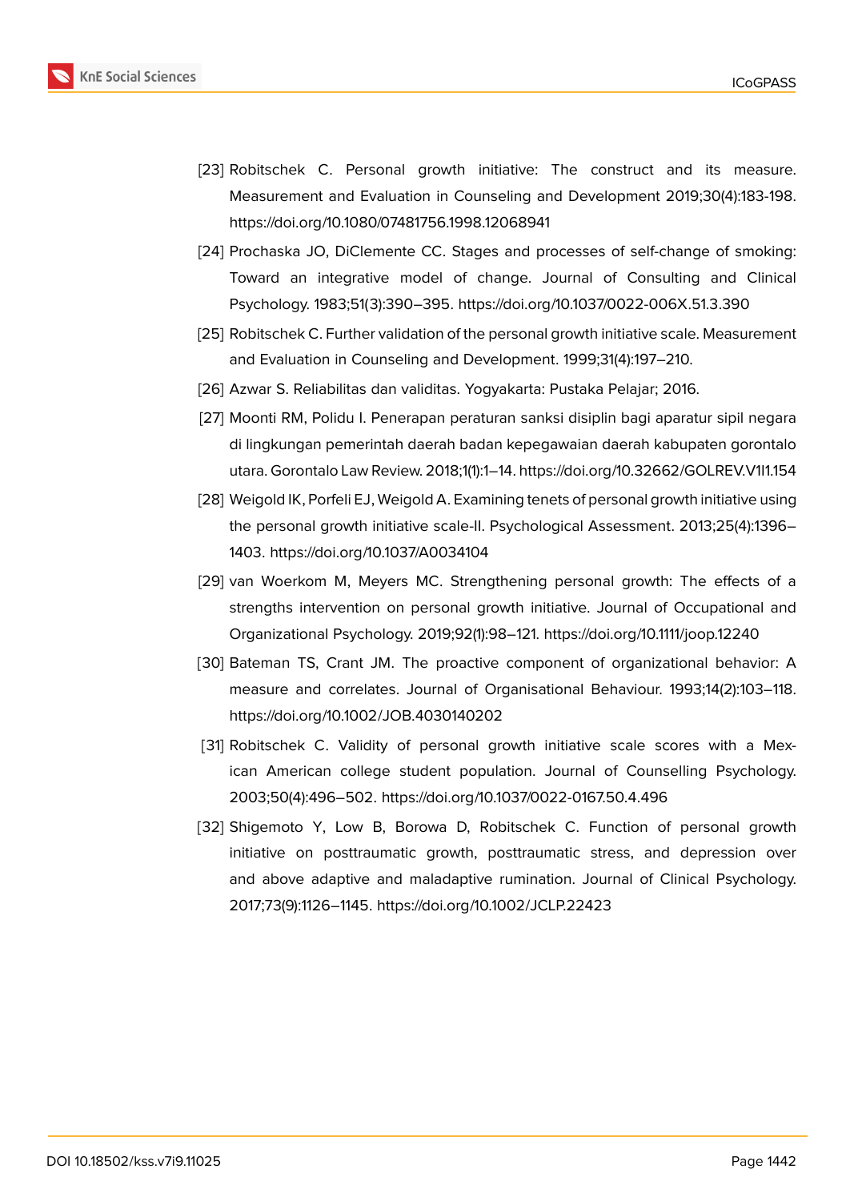[23] Robitschek C. Personal growth initiative: The construct and its measure. Measurement and Evaluation in Counseling and Development 2019;30(4):183-198. https://doi.org/10.1080/07481756.1998.12068941

[24] Prochaska JO, DiClemente CC. Stages and processes of self-change of smoking: Toward an integrative model of change. Journal of Consulting and Clinical Psychology. 1983;51(3):390–395. https://doi.org/10.1037/0022-006X.51.3.390

[25] Robitschek C. Further validation of the personal growth initiative scale. Measurement and Evaluation in Counseling and Development. 1999;31(4):197–210.

[26] Azwar S. Reliabilitas dan validitas. Yogyakarta: Pustaka Pelajar; 2016.

[27] Moonti RM, Polidu I. Penerapan peraturan sanksi disiplin bagi aparatur sipil negara di lingkungan pemerintah daerah badan kepegawaian daerah kabupaten gorontalo utara. Gorontalo Law Review. 2018;1(1):1–14. https://doi.org/10.32662/GOLREV.V1I1.154

[28] Weigold IK, Porfeli EJ, Weigold A. Examining tenets of personal growth initiative using the personal growth initiative scale-II. Psychological Assessment. 2013;25(4):1396–1403. https://doi.org/10.1037/A0034104

[29] van Woerkom M, Meyers MC. Strengthening personal growth: The effects of a strengths intervention on personal growth initiative. Journal of Occupational and Organizational Psychology. 2019;92(1):98–121. https://doi.org/10.1111/joop.12240

[30] Bateman TS, Crant JM. The proactive component of organizational behavior: A measure and correlates. Journal of Organisational Behaviour. 1993;14(2):103–118. https://doi.org/10.1002/JOB.4030140202

[31] Robitschek C. Validity of personal growth initiative scale scores with a Mexican American college student population. Journal of Counselling Psychology. 2003;50(4):496–502. https://doi.org/10.1037/0022-0167.50.4.496

[32] Shigemoto Y, Low B, Borowa D, Robitschek C. Function of personal growth initiative on posttraumatic growth, posttraumatic stress, and depression over and above adaptive and maladaptive rumination. Journal of Clinical Psychology. 2017;73(9):1126–1145. https://doi.org/10.1002/JCLP.22423